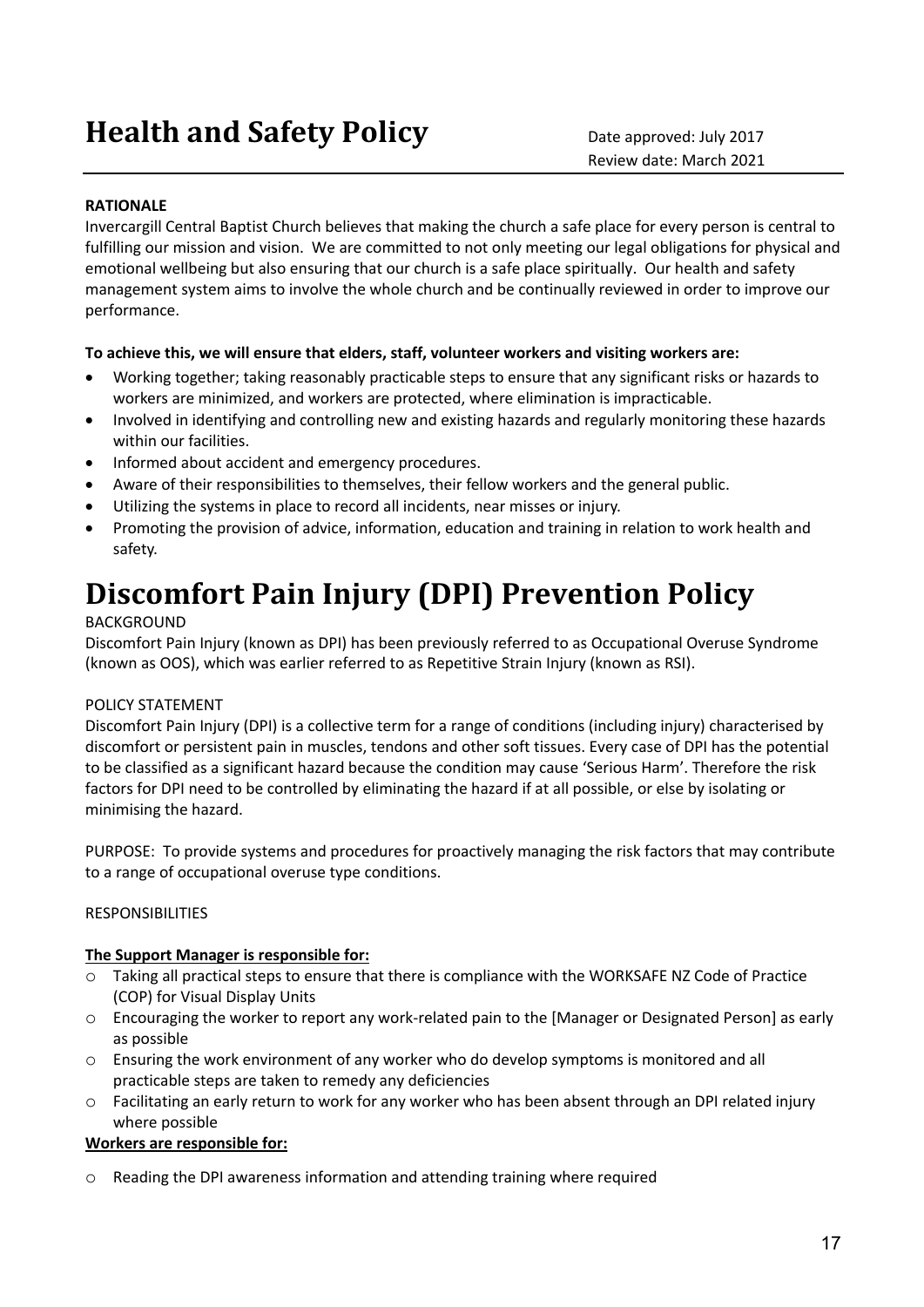# Health and Safety Policy

Date approved: July 2017
Review date: March 2021

**RATIONALE**

Invercargill Central Baptist Church believes that making the church a safe place for every person is central to fulfilling our mission and vision. We are committed to not only meeting our legal obligations for physical and emotional wellbeing but also ensuring that our church is a safe place spiritually. Our health and safety management system aims to involve the whole church and be continually reviewed in order to improve our performance.

**To achieve this, we will ensure that elders, staff, volunteer workers and visiting workers are:**

- Working together; taking reasonably practicable steps to ensure that any significant risks or hazards to workers are minimized, and workers are protected, where elimination is impracticable.
- Involved in identifying and controlling new and existing hazards and regularly monitoring these hazards within our facilities.
- Informed about accident and emergency procedures.
- Aware of their responsibilities to themselves, their fellow workers and the general public.
- Utilizing the systems in place to record all incidents, near misses or injury.
- Promoting the provision of advice, information, education and training in relation to work health and safety.

# Discomfort Pain Injury (DPI) Prevention Policy

BACKGROUND

Discomfort Pain Injury (known as DPI) has been previously referred to as Occupational Overuse Syndrome (known as OOS), which was earlier referred to as Repetitive Strain Injury (known as RSI).

POLICY STATEMENT

Discomfort Pain Injury (DPI) is a collective term for a range of conditions (including injury) characterised by discomfort or persistent pain in muscles, tendons and other soft tissues. Every case of DPI has the potential to be classified as a significant hazard because the condition may cause 'Serious Harm'. Therefore the risk factors for DPI need to be controlled by eliminating the hazard if at all possible, or else by isolating or minimising the hazard.

PURPOSE: To provide systems and procedures for proactively managing the risk factors that may contribute to a range of occupational overuse type conditions.

RESPONSIBILITIES

**The Support Manager is responsible for:**

- Taking all practical steps to ensure that there is compliance with the WORKSAFE NZ Code of Practice (COP) for Visual Display Units
- Encouraging the worker to report any work-related pain to the [Manager or Designated Person] as early as possible
- Ensuring the work environment of any worker who do develop symptoms is monitored and all practicable steps are taken to remedy any deficiencies
- Facilitating an early return to work for any worker who has been absent through an DPI related injury where possible

**Workers are responsible for:**

- Reading the DPI awareness information and attending training where required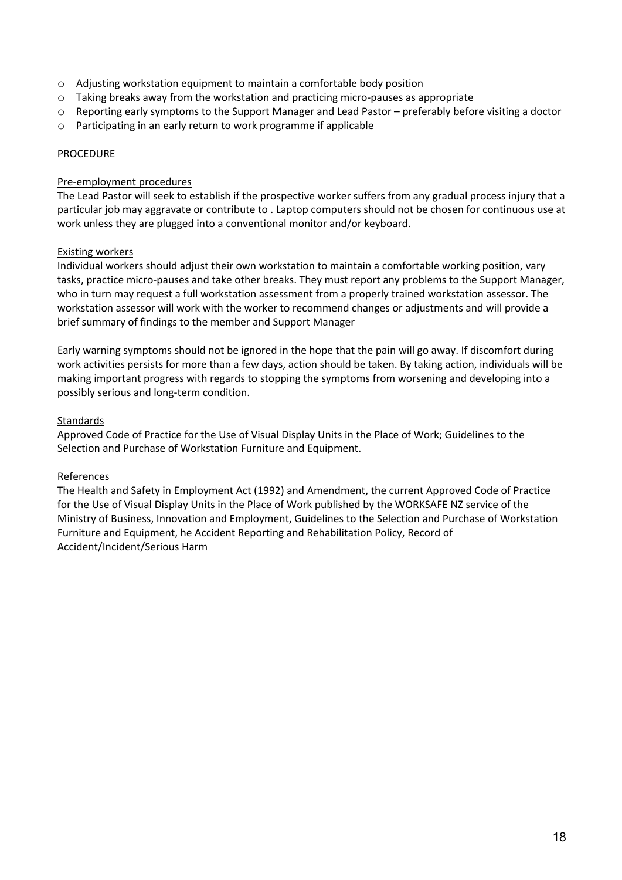- Adjusting workstation equipment to maintain a comfortable body position
- Taking breaks away from the workstation and practicing micro-pauses as appropriate
- Reporting early symptoms to the Support Manager and Lead Pastor – preferably before visiting a doctor
- Participating in an early return to work programme if applicable

PROCEDURE

<u>Pre-employment procedures</u>

The Lead Pastor will seek to establish if the prospective worker suffers from any gradual process injury that a particular job may aggravate or contribute to . Laptop computers should not be chosen for continuous use at work unless they are plugged into a conventional monitor and/or keyboard.

<u>Existing workers</u>

Individual workers should adjust their own workstation to maintain a comfortable working position, vary tasks, practice micro-pauses and take other breaks. They must report any problems to the Support Manager, who in turn may request a full workstation assessment from a properly trained workstation assessor. The workstation assessor will work with the worker to recommend changes or adjustments and will provide a brief summary of findings to the member and Support Manager

Early warning symptoms should not be ignored in the hope that the pain will go away. If discomfort during work activities persists for more than a few days, action should be taken. By taking action, individuals will be making important progress with regards to stopping the symptoms from worsening and developing into a possibly serious and long-term condition.

<u>Standards</u>

Approved Code of Practice for the Use of Visual Display Units in the Place of Work; Guidelines to the Selection and Purchase of Workstation Furniture and Equipment.

<u>References</u>

The Health and Safety in Employment Act (1992) and Amendment, the current Approved Code of Practice for the Use of Visual Display Units in the Place of Work published by the WORKSAFE NZ service of the Ministry of Business, Innovation and Employment, Guidelines to the Selection and Purchase of Workstation Furniture and Equipment, he Accident Reporting and Rehabilitation Policy, Record of Accident/Incident/Serious Harm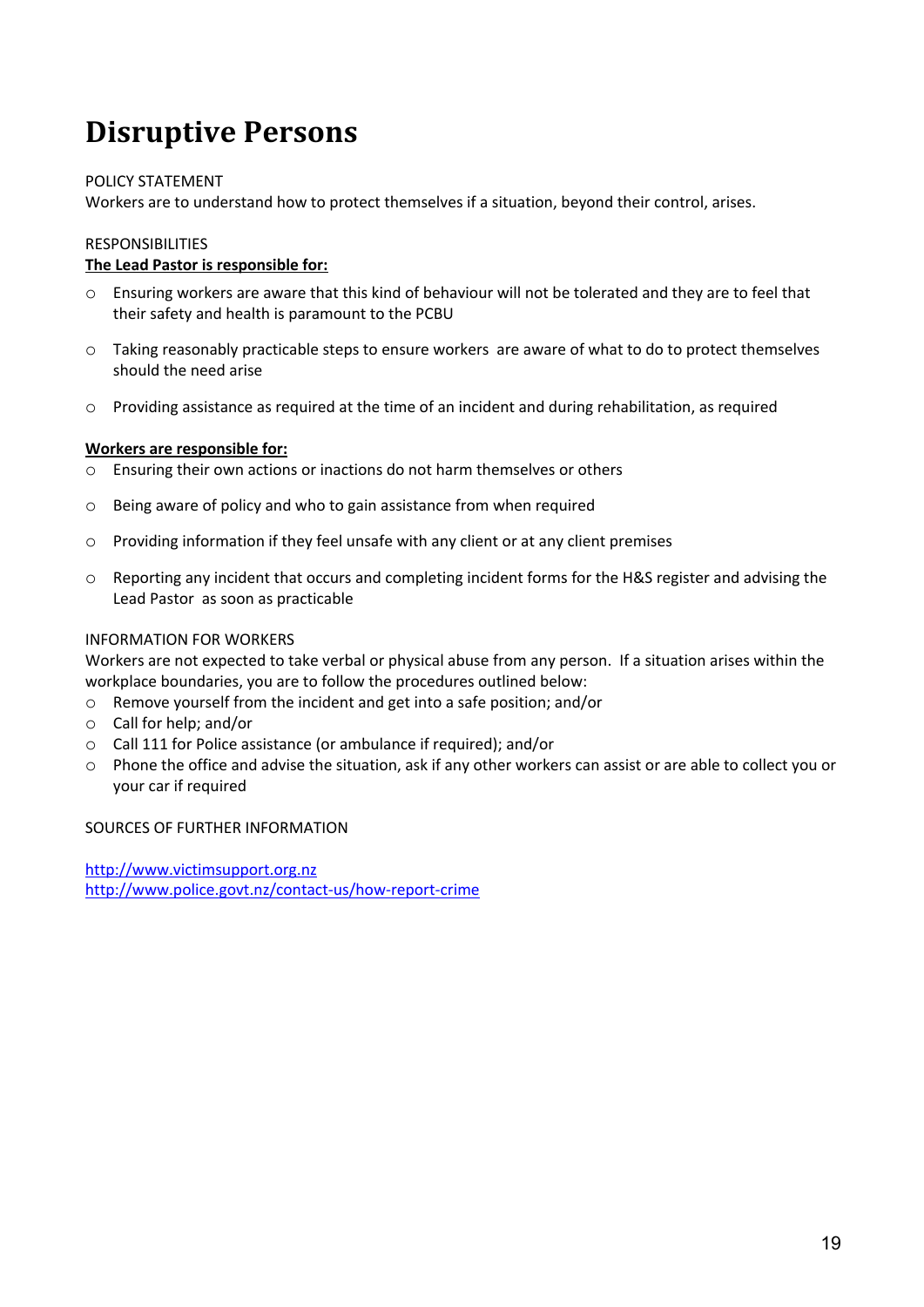# Disruptive Persons

POLICY STATEMENT

Workers are to understand how to protect themselves if a situation, beyond their control, arises.

RESPONSIBILITIES

**The Lead Pastor is responsible for:**

- Ensuring workers are aware that this kind of behaviour will not be tolerated and they are to feel that their safety and health is paramount to the PCBU
- Taking reasonably practicable steps to ensure workers are aware of what to do to protect themselves should the need arise
- Providing assistance as required at the time of an incident and during rehabilitation, as required

**Workers are responsible for:**

- Ensuring their own actions or inactions do not harm themselves or others
- Being aware of policy and who to gain assistance from when required
- Providing information if they feel unsafe with any client or at any client premises
- Reporting any incident that occurs and completing incident forms for the H&S register and advising the Lead Pastor as soon as practicable

INFORMATION FOR WORKERS

Workers are not expected to take verbal or physical abuse from any person. If a situation arises within the workplace boundaries, you are to follow the procedures outlined below:

- Remove yourself from the incident and get into a safe position; and/or
- Call for help; and/or
- Call 111 for Police assistance (or ambulance if required); and/or
- Phone the office and advise the situation, ask if any other workers can assist or are able to collect you or your car if required

SOURCES OF FURTHER INFORMATION

http://www.victimsupport.org.nz
http://www.police.govt.nz/contact-us/how-report-crime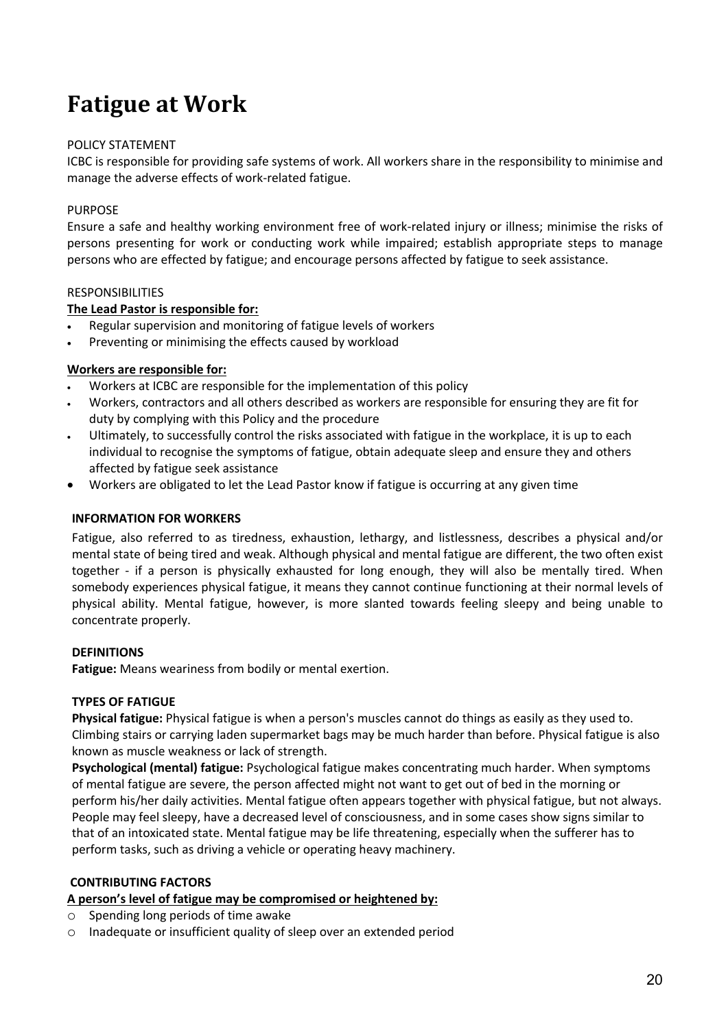# Fatigue at Work

POLICY STATEMENT

ICBC is responsible for providing safe systems of work. All workers share in the responsibility to minimise and manage the adverse effects of work-related fatigue.

PURPOSE

Ensure a safe and healthy working environment free of work-related injury or illness; minimise the risks of persons presenting for work or conducting work while impaired; establish appropriate steps to manage persons who are effected by fatigue; and encourage persons affected by fatigue to seek assistance.

RESPONSIBILITIES

**The Lead Pastor is responsible for:**

- Regular supervision and monitoring of fatigue levels of workers
- Preventing or minimising the effects caused by workload

**Workers are responsible for:**

- Workers at ICBC are responsible for the implementation of this policy
- Workers, contractors and all others described as workers are responsible for ensuring they are fit for duty by complying with this Policy and the procedure
- Ultimately, to successfully control the risks associated with fatigue in the workplace, it is up to each individual to recognise the symptoms of fatigue, obtain adequate sleep and ensure they and others affected by fatigue seek assistance
- Workers are obligated to let the Lead Pastor know if fatigue is occurring at any given time

**INFORMATION FOR WORKERS**

Fatigue, also referred to as tiredness, exhaustion, lethargy, and listlessness, describes a physical and/or mental state of being tired and weak. Although physical and mental fatigue are different, the two often exist together - if a person is physically exhausted for long enough, they will also be mentally tired. When somebody experiences physical fatigue, it means they cannot continue functioning at their normal levels of physical ability. Mental fatigue, however, is more slanted towards feeling sleepy and being unable to concentrate properly.

**DEFINITIONS**

**Fatigue:** Means weariness from bodily or mental exertion.

**TYPES OF FATIGUE**

**Physical fatigue:** Physical fatigue is when a person's muscles cannot do things as easily as they used to. Climbing stairs or carrying laden supermarket bags may be much harder than before. Physical fatigue is also known as muscle weakness or lack of strength.

**Psychological (mental) fatigue:** Psychological fatigue makes concentrating much harder. When symptoms of mental fatigue are severe, the person affected might not want to get out of bed in the morning or perform his/her daily activities. Mental fatigue often appears together with physical fatigue, but not always. People may feel sleepy, have a decreased level of consciousness, and in some cases show signs similar to that of an intoxicated state. Mental fatigue may be life threatening, especially when the sufferer has to perform tasks, such as driving a vehicle or operating heavy machinery.

**CONTRIBUTING FACTORS**

**A person's level of fatigue may be compromised or heightened by:**

- Spending long periods of time awake
- Inadequate or insufficient quality of sleep over an extended period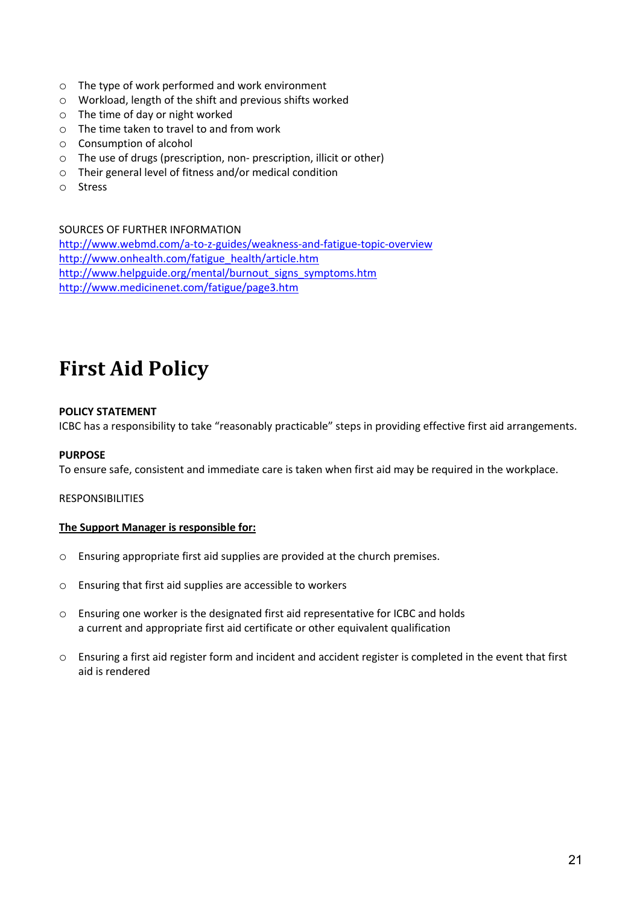- The type of work performed and work environment
- Workload, length of the shift and previous shifts worked
- The time of day or night worked
- The time taken to travel to and from work
- Consumption of alcohol
- The use of drugs (prescription, non- prescription, illicit or other)
- Their general level of fitness and/or medical condition
- Stress

SOURCES OF FURTHER INFORMATION
http://www.webmd.com/a-to-z-guides/weakness-and-fatigue-topic-overview
http://www.onhealth.com/fatigue_health/article.htm
http://www.helpguide.org/mental/burnout_signs_symptoms.htm
http://www.medicinenet.com/fatigue/page3.htm

# First Aid Policy

**POLICY STATEMENT**
ICBC has a responsibility to take "reasonably practicable" steps in providing effective first aid arrangements.

**PURPOSE**
To ensure safe, consistent and immediate care is taken when first aid may be required in the workplace.

RESPONSIBILITIES

**The Support Manager is responsible for:**

- Ensuring appropriate first aid supplies are provided at the church premises.
- Ensuring that first aid supplies are accessible to workers
- Ensuring one worker is the designated first aid representative for ICBC and holds a current and appropriate first aid certificate or other equivalent qualification
- Ensuring a first aid register form and incident and accident register is completed in the event that first aid is rendered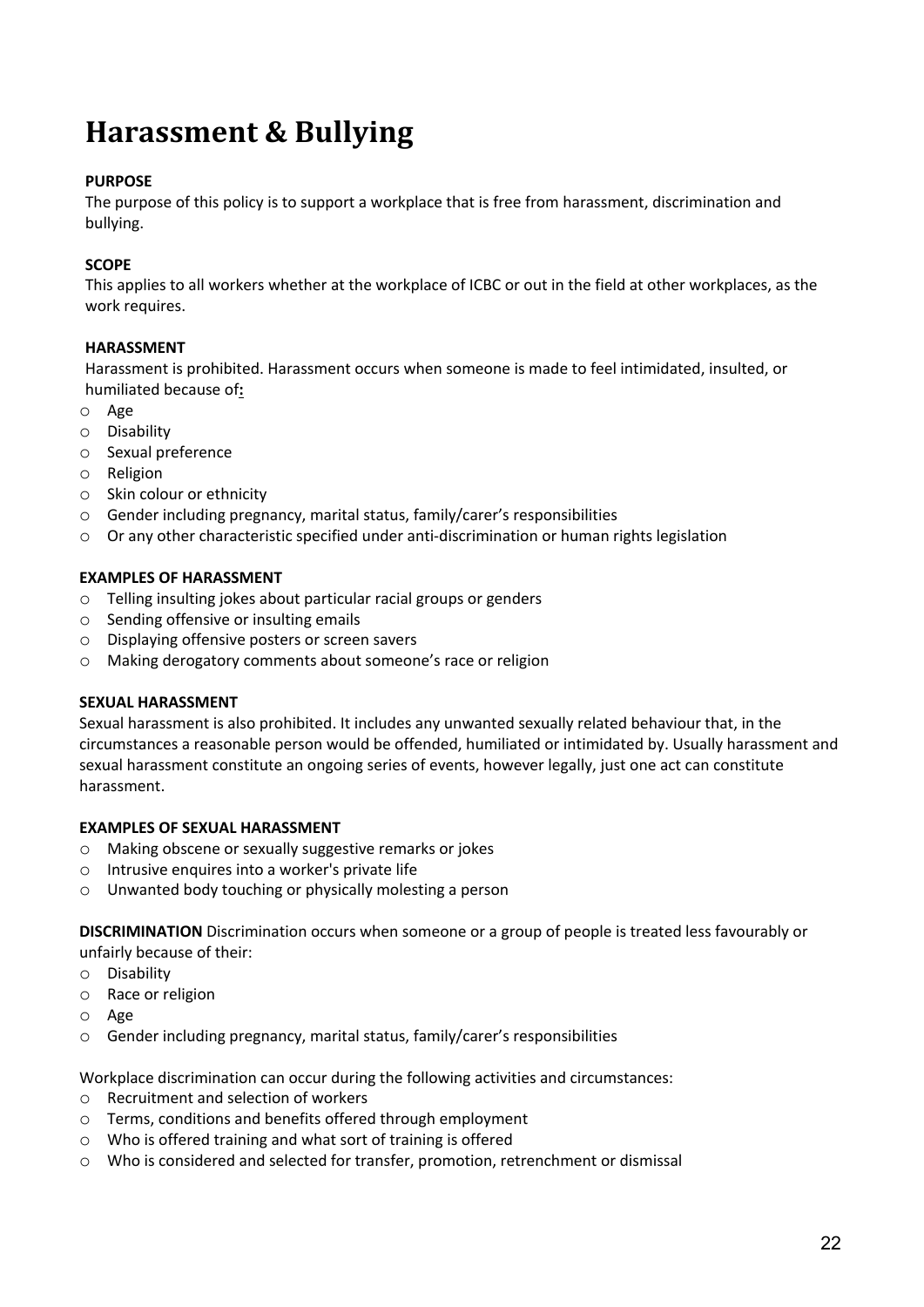# Harassment & Bullying

**PURPOSE**

The purpose of this policy is to support a workplace that is free from harassment, discrimination and bullying.

**SCOPE**

This applies to all workers whether at the workplace of ICBC or out in the field at other workplaces, as the work requires.

**HARASSMENT**

Harassment is prohibited. Harassment occurs when someone is made to feel intimidated, insulted, or humiliated because of**:**

- Age
- Disability
- Sexual preference
- Religion
- Skin colour or ethnicity
- Gender including pregnancy, marital status, family/carer's responsibilities
- Or any other characteristic specified under anti-discrimination or human rights legislation

**EXAMPLES OF HARASSMENT**

- Telling insulting jokes about particular racial groups or genders
- Sending offensive or insulting emails
- Displaying offensive posters or screen savers
- Making derogatory comments about someone's race or religion

**SEXUAL HARASSMENT**

Sexual harassment is also prohibited. It includes any unwanted sexually related behaviour that, in the circumstances a reasonable person would be offended, humiliated or intimidated by. Usually harassment and sexual harassment constitute an ongoing series of events, however legally, just one act can constitute harassment.

**EXAMPLES OF SEXUAL HARASSMENT**

- Making obscene or sexually suggestive remarks or jokes
- Intrusive enquires into a worker's private life
- Unwanted body touching or physically molesting a person

**DISCRIMINATION** Discrimination occurs when someone or a group of people is treated less favourably or unfairly because of their:

- Disability
- Race or religion
- Age
- Gender including pregnancy, marital status, family/carer's responsibilities

Workplace discrimination can occur during the following activities and circumstances:

- Recruitment and selection of workers
- Terms, conditions and benefits offered through employment
- Who is offered training and what sort of training is offered
- Who is considered and selected for transfer, promotion, retrenchment or dismissal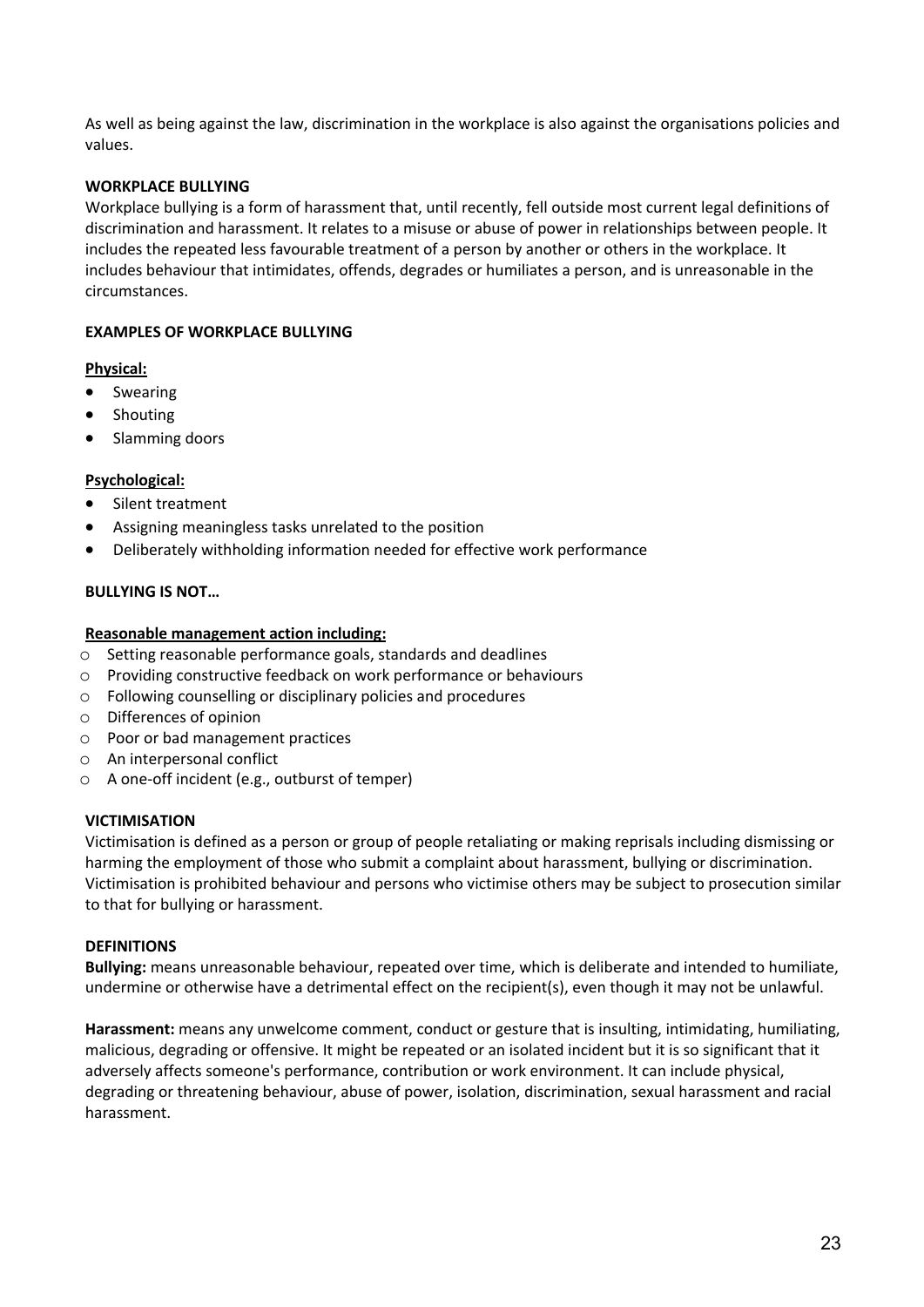As well as being against the law, discrimination in the workplace is also against the organisations policies and values.

**WORKPLACE BULLYING**

Workplace bullying is a form of harassment that, until recently, fell outside most current legal definitions of discrimination and harassment. It relates to a misuse or abuse of power in relationships between people. It includes the repeated less favourable treatment of a person by another or others in the workplace. It includes behaviour that intimidates, offends, degrades or humiliates a person, and is unreasonable in the circumstances.

**EXAMPLES OF WORKPLACE BULLYING**

**Physical:**

- Swearing
- Shouting
- Slamming doors

**Psychological:**

- Silent treatment
- Assigning meaningless tasks unrelated to the position
- Deliberately withholding information needed for effective work performance

**BULLYING IS NOT…**

**Reasonable management action including:**

- Setting reasonable performance goals, standards and deadlines
- Providing constructive feedback on work performance or behaviours
- Following counselling or disciplinary policies and procedures
- Differences of opinion
- Poor or bad management practices
- An interpersonal conflict
- A one-off incident (e.g., outburst of temper)

**VICTIMISATION**

Victimisation is defined as a person or group of people retaliating or making reprisals including dismissing or harming the employment of those who submit a complaint about harassment, bullying or discrimination. Victimisation is prohibited behaviour and persons who victimise others may be subject to prosecution similar to that for bullying or harassment.

**DEFINITIONS**

**Bullying:** means unreasonable behaviour, repeated over time, which is deliberate and intended to humiliate, undermine or otherwise have a detrimental effect on the recipient(s), even though it may not be unlawful.

**Harassment:** means any unwelcome comment, conduct or gesture that is insulting, intimidating, humiliating, malicious, degrading or offensive. It might be repeated or an isolated incident but it is so significant that it adversely affects someone's performance, contribution or work environment. It can include physical, degrading or threatening behaviour, abuse of power, isolation, discrimination, sexual harassment and racial harassment.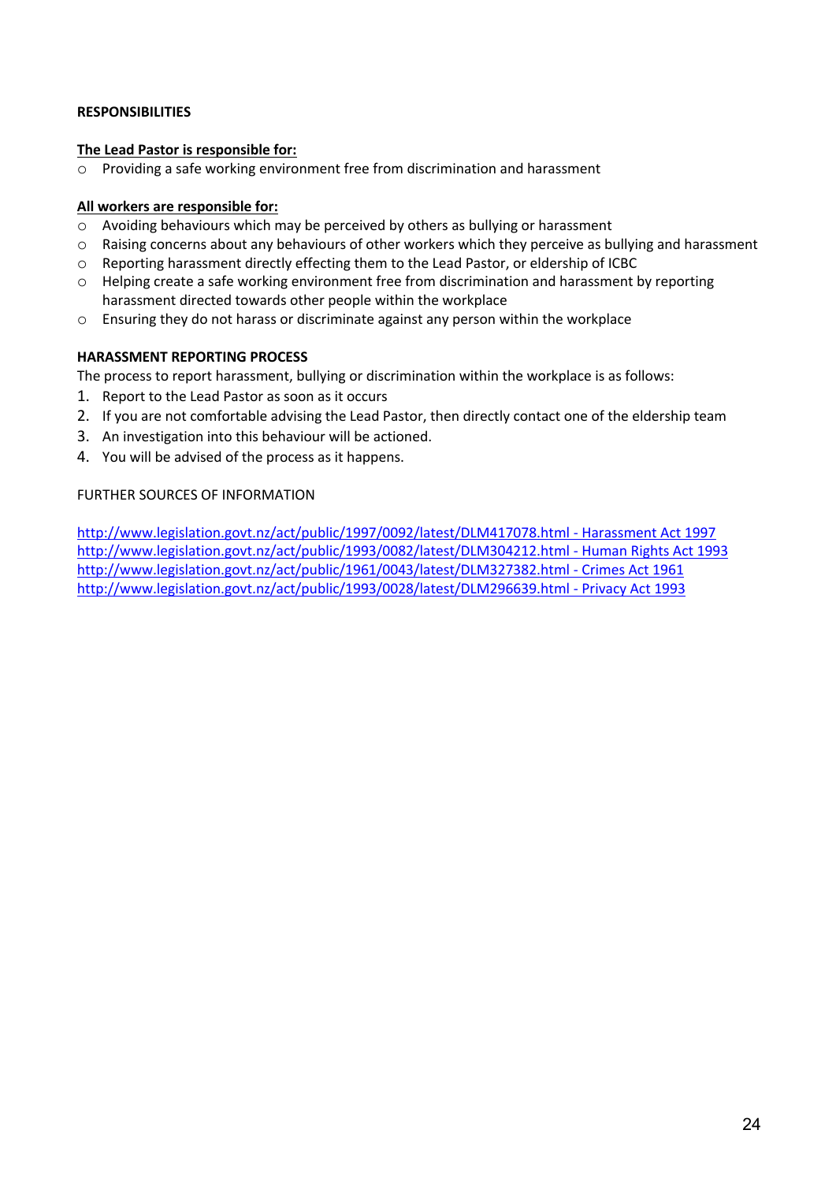**RESPONSIBILITIES**

**The Lead Pastor is responsible for:**

- Providing a safe working environment free from discrimination and harassment

**All workers are responsible for:**

- Avoiding behaviours which may be perceived by others as bullying or harassment
- Raising concerns about any behaviours of other workers which they perceive as bullying and harassment
- Reporting harassment directly effecting them to the Lead Pastor, or eldership of ICBC
- Helping create a safe working environment free from discrimination and harassment by reporting harassment directed towards other people within the workplace
- Ensuring they do not harass or discriminate against any person within the workplace

**HARASSMENT REPORTING PROCESS**

The process to report harassment, bullying or discrimination within the workplace is as follows:

1. Report to the Lead Pastor as soon as it occurs
2. If you are not comfortable advising the Lead Pastor, then directly contact one of the eldership team
3. An investigation into this behaviour will be actioned.
4. You will be advised of the process as it happens.

FURTHER SOURCES OF INFORMATION

http://www.legislation.govt.nz/act/public/1997/0092/latest/DLM417078.html - Harassment Act 1997
http://www.legislation.govt.nz/act/public/1993/0082/latest/DLM304212.html - Human Rights Act 1993
http://www.legislation.govt.nz/act/public/1961/0043/latest/DLM327382.html - Crimes Act 1961
http://www.legislation.govt.nz/act/public/1993/0028/latest/DLM296639.html - Privacy Act 1993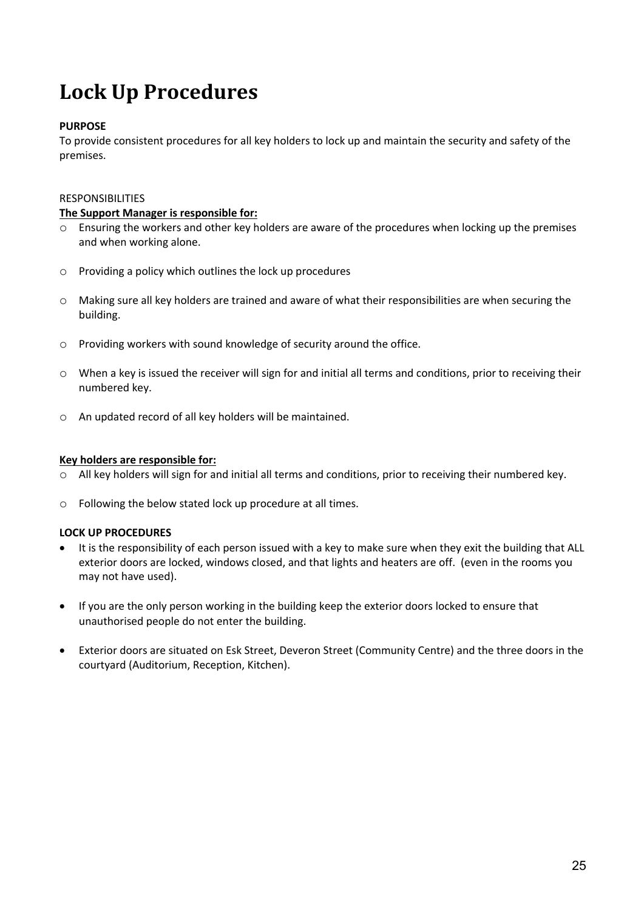# Lock Up Procedures

**PURPOSE**
To provide consistent procedures for all key holders to lock up and maintain the security and safety of the premises.

RESPONSIBILITIES

**<u>The Support Manager is responsible for:</u>**

- Ensuring the workers and other key holders are aware of the procedures when locking up the premises and when working alone.
- Providing a policy which outlines the lock up procedures
- Making sure all key holders are trained and aware of what their responsibilities are when securing the building.
- Providing workers with sound knowledge of security around the office.
- When a key is issued the receiver will sign for and initial all terms and conditions, prior to receiving their numbered key.
- An updated record of all key holders will be maintained.

**<u>Key holders are responsible for:</u>**

- All key holders will sign for and initial all terms and conditions, prior to receiving their numbered key.
- Following the below stated lock up procedure at all times.

**LOCK UP PROCEDURES**

- It is the responsibility of each person issued with a key to make sure when they exit the building that ALL exterior doors are locked, windows closed, and that lights and heaters are off. (even in the rooms you may not have used).
- If you are the only person working in the building keep the exterior doors locked to ensure that unauthorised people do not enter the building.
- Exterior doors are situated on Esk Street, Deveron Street (Community Centre) and the three doors in the courtyard (Auditorium, Reception, Kitchen).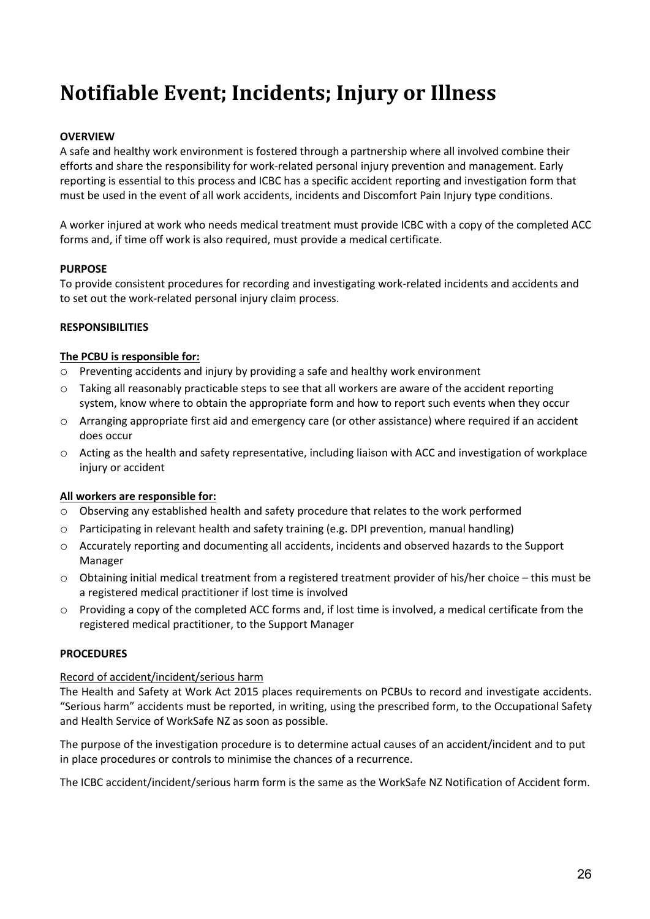# Notifiable Event; Incidents; Injury or Illness

**OVERVIEW**

A safe and healthy work environment is fostered through a partnership where all involved combine their efforts and share the responsibility for work-related personal injury prevention and management. Early reporting is essential to this process and ICBC has a specific accident reporting and investigation form that must be used in the event of all work accidents, incidents and Discomfort Pain Injury type conditions.

A worker injured at work who needs medical treatment must provide ICBC with a copy of the completed ACC forms and, if time off work is also required, must provide a medical certificate.

**PURPOSE**

To provide consistent procedures for recording and investigating work-related incidents and accidents and to set out the work-related personal injury claim process.

**RESPONSIBILITIES**

**The PCBU is responsible for:**

- Preventing accidents and injury by providing a safe and healthy work environment
- Taking all reasonably practicable steps to see that all workers are aware of the accident reporting system, know where to obtain the appropriate form and how to report such events when they occur
- Arranging appropriate first aid and emergency care (or other assistance) where required if an accident does occur
- Acting as the health and safety representative, including liaison with ACC and investigation of workplace injury or accident

**All workers are responsible for:**

- Observing any established health and safety procedure that relates to the work performed
- Participating in relevant health and safety training (e.g. DPI prevention, manual handling)
- Accurately reporting and documenting all accidents, incidents and observed hazards to the Support Manager
- Obtaining initial medical treatment from a registered treatment provider of his/her choice – this must be a registered medical practitioner if lost time is involved
- Providing a copy of the completed ACC forms and, if lost time is involved, a medical certificate from the registered medical practitioner, to the Support Manager

**PROCEDURES**

Record of accident/incident/serious harm

The Health and Safety at Work Act 2015 places requirements on PCBUs to record and investigate accidents. "Serious harm" accidents must be reported, in writing, using the prescribed form, to the Occupational Safety and Health Service of WorkSafe NZ as soon as possible.

The purpose of the investigation procedure is to determine actual causes of an accident/incident and to put in place procedures or controls to minimise the chances of a recurrence.

The ICBC accident/incident/serious harm form is the same as the WorkSafe NZ Notification of Accident form.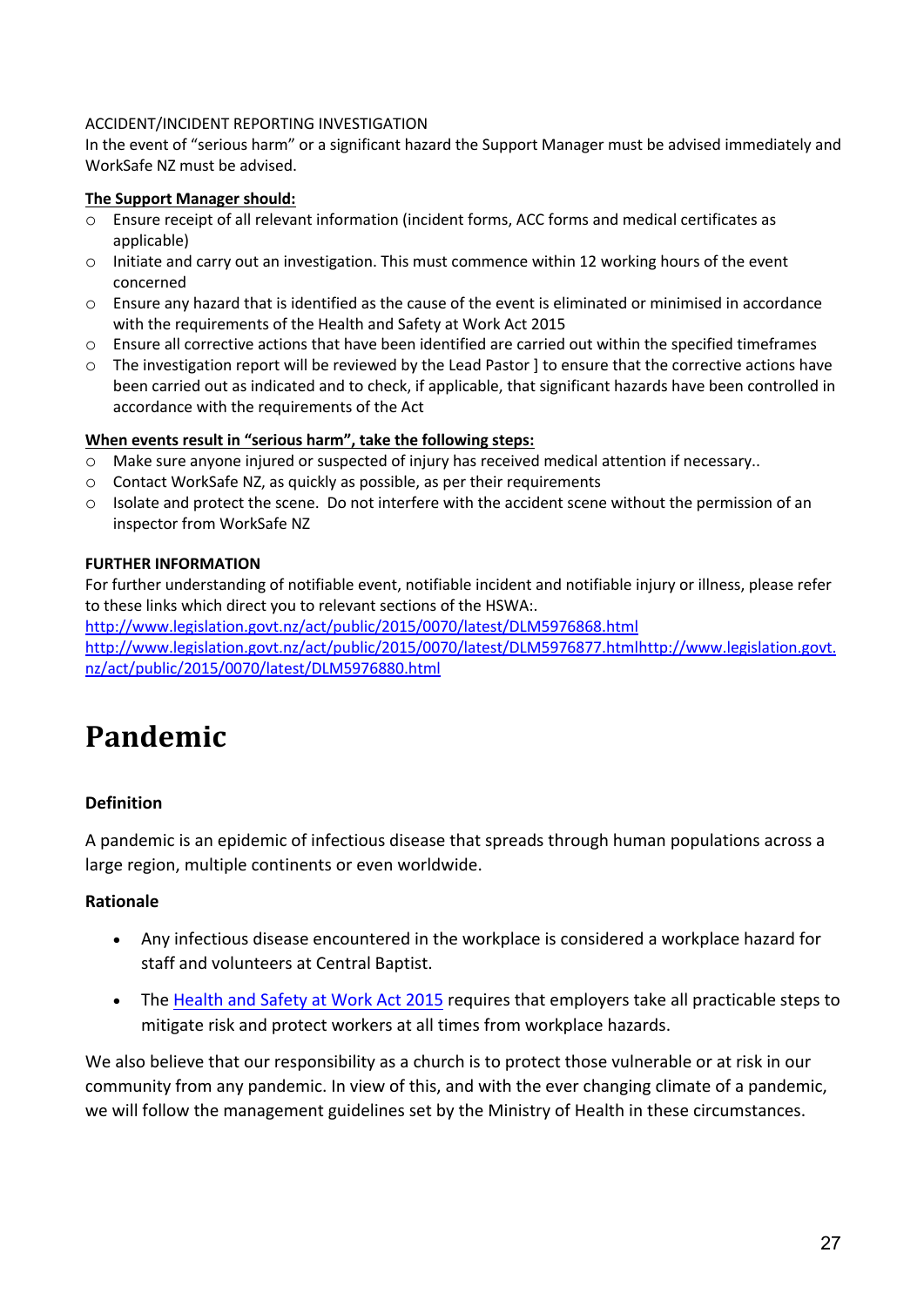ACCIDENT/INCIDENT REPORTING INVESTIGATION

In the event of "serious harm" or a significant hazard the Support Manager must be advised immediately and WorkSafe NZ must be advised.

**The Support Manager should:**

- Ensure receipt of all relevant information (incident forms, ACC forms and medical certificates as applicable)
- Initiate and carry out an investigation. This must commence within 12 working hours of the event concerned
- Ensure any hazard that is identified as the cause of the event is eliminated or minimised in accordance with the requirements of the Health and Safety at Work Act 2015
- Ensure all corrective actions that have been identified are carried out within the specified timeframes
- The investigation report will be reviewed by the Lead Pastor ] to ensure that the corrective actions have been carried out as indicated and to check, if applicable, that significant hazards have been controlled in accordance with the requirements of the Act

**When events result in "serious harm", take the following steps:**

- Make sure anyone injured or suspected of injury has received medical attention if necessary..
- Contact WorkSafe NZ, as quickly as possible, as per their requirements
- Isolate and protect the scene. Do not interfere with the accident scene without the permission of an inspector from WorkSafe NZ

**FURTHER INFORMATION**

For further understanding of notifiable event, notifiable incident and notifiable injury or illness, please refer to these links which direct you to relevant sections of the HSWA:.

http://www.legislation.govt.nz/act/public/2015/0070/latest/DLM5976868.html
http://www.legislation.govt.nz/act/public/2015/0070/latest/DLM5976877.htmlhttp://www.legislation.govt.nz/act/public/2015/0070/latest/DLM5976880.html

# Pandemic

**Definition**

A pandemic is an epidemic of infectious disease that spreads through human populations across a large region, multiple continents or even worldwide.

**Rationale**

- Any infectious disease encountered in the workplace is considered a workplace hazard for staff and volunteers at Central Baptist.
- The Health and Safety at Work Act 2015 requires that employers take all practicable steps to mitigate risk and protect workers at all times from workplace hazards.

We also believe that our responsibility as a church is to protect those vulnerable or at risk in our community from any pandemic. In view of this, and with the ever changing climate of a pandemic, we will follow the management guidelines set by the Ministry of Health in these circumstances.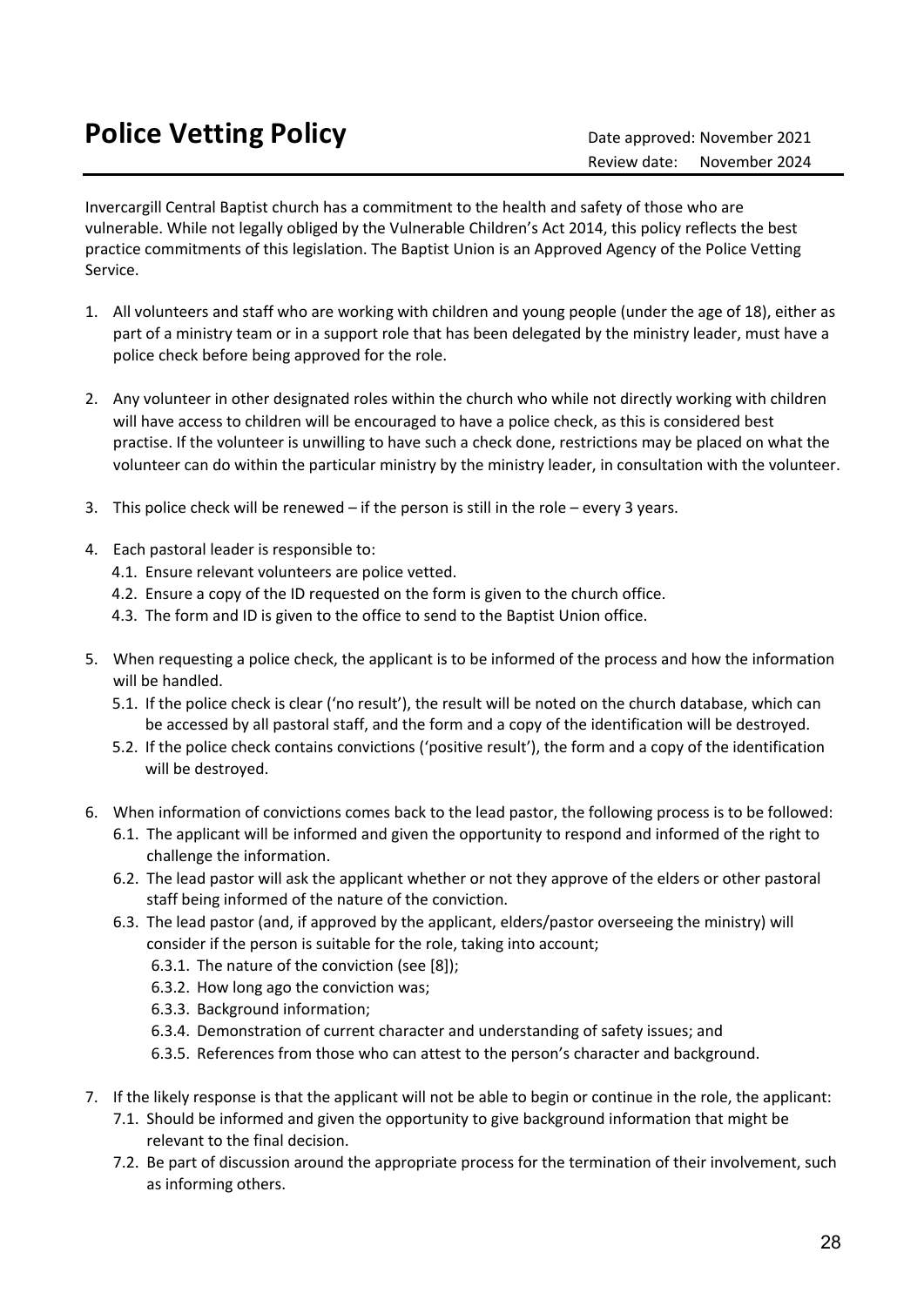# Police Vetting Policy

Date approved: November 2021
Review date: November 2024

Invercargill Central Baptist church has a commitment to the health and safety of those who are vulnerable. While not legally obliged by the Vulnerable Children's Act 2014, this policy reflects the best practice commitments of this legislation. The Baptist Union is an Approved Agency of the Police Vetting Service.

1. All volunteers and staff who are working with children and young people (under the age of 18), either as part of a ministry team or in a support role that has been delegated by the ministry leader, must have a police check before being approved for the role.

2. Any volunteer in other designated roles within the church who while not directly working with children will have access to children will be encouraged to have a police check, as this is considered best practise. If the volunteer is unwilling to have such a check done, restrictions may be placed on what the volunteer can do within the particular ministry by the ministry leader, in consultation with the volunteer.

3. This police check will be renewed – if the person is still in the role – every 3 years.

4. Each pastoral leader is responsible to:
   - 4.1. Ensure relevant volunteers are police vetted.
   - 4.2. Ensure a copy of the ID requested on the form is given to the church office.
   - 4.3. The form and ID is given to the office to send to the Baptist Union office.

5. When requesting a police check, the applicant is to be informed of the process and how the information will be handled.
   - 5.1. If the police check is clear ('no result'), the result will be noted on the church database, which can be accessed by all pastoral staff, and the form and a copy of the identification will be destroyed.
   - 5.2. If the police check contains convictions ('positive result'), the form and a copy of the identification will be destroyed.

6. When information of convictions comes back to the lead pastor, the following process is to be followed:
   - 6.1. The applicant will be informed and given the opportunity to respond and informed of the right to challenge the information.
   - 6.2. The lead pastor will ask the applicant whether or not they approve of the elders or other pastoral staff being informed of the nature of the conviction.
   - 6.3. The lead pastor (and, if approved by the applicant, elders/pastor overseeing the ministry) will consider if the person is suitable for the role, taking into account;
     - 6.3.1. The nature of the conviction (see [8]);
     - 6.3.2. How long ago the conviction was;
     - 6.3.3. Background information;
     - 6.3.4. Demonstration of current character and understanding of safety issues; and
     - 6.3.5. References from those who can attest to the person's character and background.

7. If the likely response is that the applicant will not be able to begin or continue in the role, the applicant:
   - 7.1. Should be informed and given the opportunity to give background information that might be relevant to the final decision.
   - 7.2. Be part of discussion around the appropriate process for the termination of their involvement, such as informing others.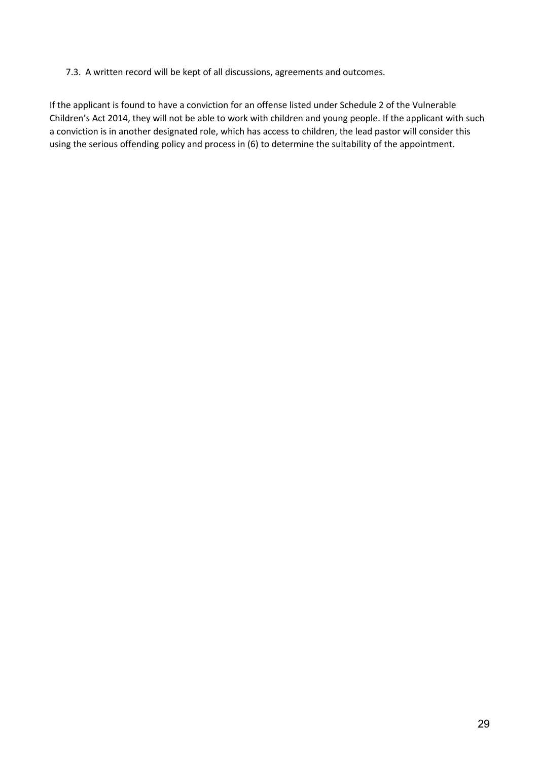7.3. A written record will be kept of all discussions, agreements and outcomes.

If the applicant is found to have a conviction for an offense listed under Schedule 2 of the Vulnerable Children's Act 2014, they will not be able to work with children and young people. If the applicant with such a conviction is in another designated role, which has access to children, the lead pastor will consider this using the serious offending policy and process in (6) to determine the suitability of the appointment.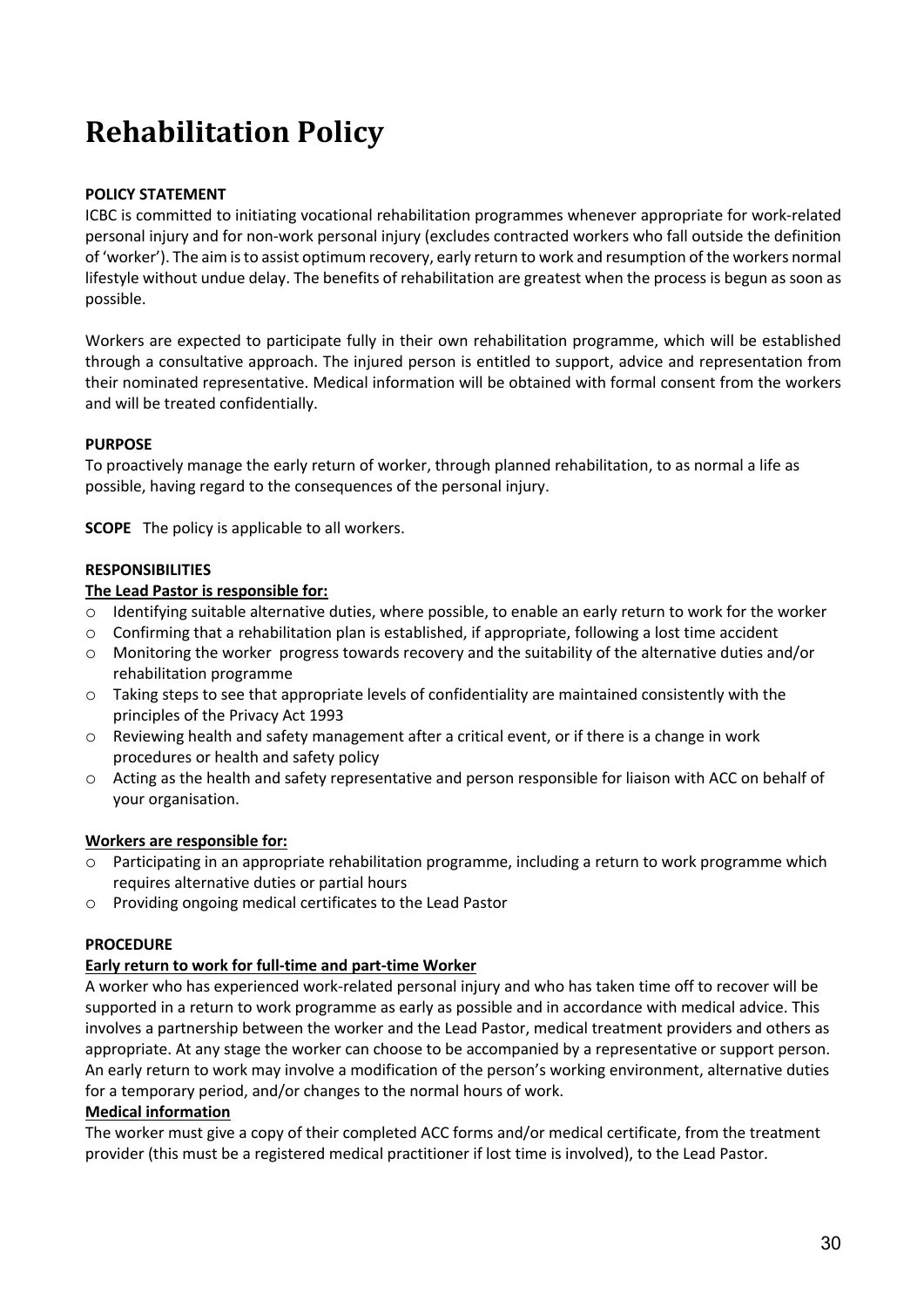# Rehabilitation Policy

**POLICY STATEMENT**

ICBC is committed to initiating vocational rehabilitation programmes whenever appropriate for work-related personal injury and for non-work personal injury (excludes contracted workers who fall outside the definition of 'worker'). The aim is to assist optimum recovery, early return to work and resumption of the workers normal lifestyle without undue delay. The benefits of rehabilitation are greatest when the process is begun as soon as possible.

Workers are expected to participate fully in their own rehabilitation programme, which will be established through a consultative approach. The injured person is entitled to support, advice and representation from their nominated representative. Medical information will be obtained with formal consent from the workers and will be treated confidentially.

**PURPOSE**

To proactively manage the early return of worker, through planned rehabilitation, to as normal a life as possible, having regard to the consequences of the personal injury.

**SCOPE** The policy is applicable to all workers.

**RESPONSIBILITIES**

**The Lead Pastor is responsible for:**

- Identifying suitable alternative duties, where possible, to enable an early return to work for the worker
- Confirming that a rehabilitation plan is established, if appropriate, following a lost time accident
- Monitoring the worker progress towards recovery and the suitability of the alternative duties and/or rehabilitation programme
- Taking steps to see that appropriate levels of confidentiality are maintained consistently with the principles of the Privacy Act 1993
- Reviewing health and safety management after a critical event, or if there is a change in work procedures or health and safety policy
- Acting as the health and safety representative and person responsible for liaison with ACC on behalf of your organisation.

**Workers are responsible for:**

- Participating in an appropriate rehabilitation programme, including a return to work programme which requires alternative duties or partial hours
- Providing ongoing medical certificates to the Lead Pastor

**PROCEDURE**

**Early return to work for full-time and part-time Worker**

A worker who has experienced work-related personal injury and who has taken time off to recover will be supported in a return to work programme as early as possible and in accordance with medical advice. This involves a partnership between the worker and the Lead Pastor, medical treatment providers and others as appropriate. At any stage the worker can choose to be accompanied by a representative or support person. An early return to work may involve a modification of the person's working environment, alternative duties for a temporary period, and/or changes to the normal hours of work.

**Medical information**

The worker must give a copy of their completed ACC forms and/or medical certificate, from the treatment provider (this must be a registered medical practitioner if lost time is involved), to the Lead Pastor.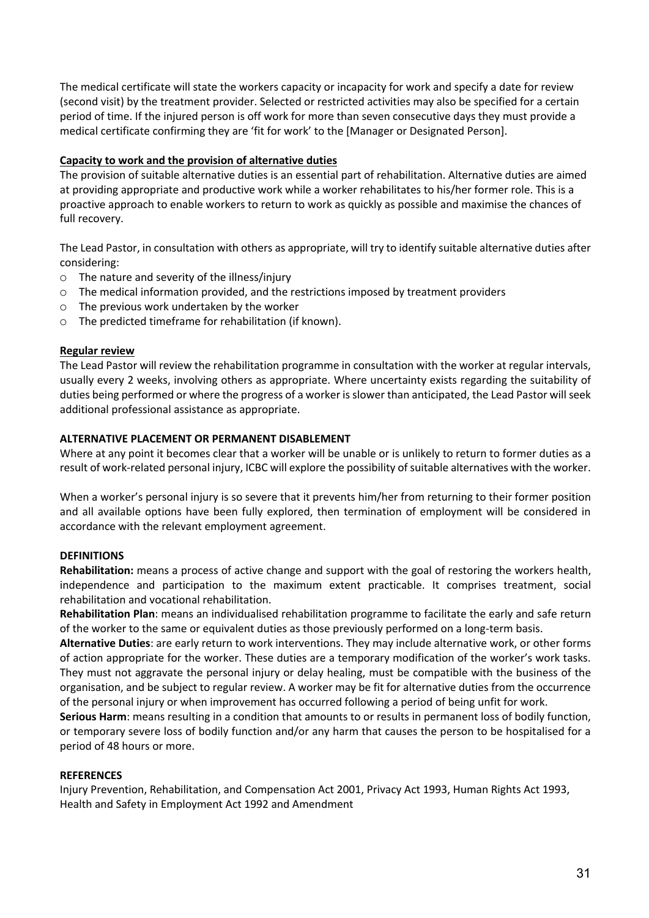The medical certificate will state the workers capacity or incapacity for work and specify a date for review (second visit) by the treatment provider. Selected or restricted activities may also be specified for a certain period of time. If the injured person is off work for more than seven consecutive days they must provide a medical certificate confirming they are 'fit for work' to the [Manager or Designated Person].

**Capacity to work and the provision of alternative duties**

The provision of suitable alternative duties is an essential part of rehabilitation. Alternative duties are aimed at providing appropriate and productive work while a worker rehabilitates to his/her former role. This is a proactive approach to enable workers to return to work as quickly as possible and maximise the chances of full recovery.

The Lead Pastor, in consultation with others as appropriate, will try to identify suitable alternative duties after considering:

- The nature and severity of the illness/injury
- The medical information provided, and the restrictions imposed by treatment providers
- The previous work undertaken by the worker
- The predicted timeframe for rehabilitation (if known).

**Regular review**

The Lead Pastor will review the rehabilitation programme in consultation with the worker at regular intervals, usually every 2 weeks, involving others as appropriate. Where uncertainty exists regarding the suitability of duties being performed or where the progress of a worker is slower than anticipated, the Lead Pastor will seek additional professional assistance as appropriate.

**ALTERNATIVE PLACEMENT OR PERMANENT DISABLEMENT**

Where at any point it becomes clear that a worker will be unable or is unlikely to return to former duties as a result of work-related personal injury, ICBC will explore the possibility of suitable alternatives with the worker.

When a worker's personal injury is so severe that it prevents him/her from returning to their former position and all available options have been fully explored, then termination of employment will be considered in accordance with the relevant employment agreement.

**DEFINITIONS**

**Rehabilitation:** means a process of active change and support with the goal of restoring the workers health, independence and participation to the maximum extent practicable. It comprises treatment, social rehabilitation and vocational rehabilitation.

**Rehabilitation Plan**: means an individualised rehabilitation programme to facilitate the early and safe return of the worker to the same or equivalent duties as those previously performed on a long-term basis.

**Alternative Duties**: are early return to work interventions. They may include alternative work, or other forms of action appropriate for the worker. These duties are a temporary modification of the worker's work tasks. They must not aggravate the personal injury or delay healing, must be compatible with the business of the organisation, and be subject to regular review. A worker may be fit for alternative duties from the occurrence of the personal injury or when improvement has occurred following a period of being unfit for work.

**Serious Harm**: means resulting in a condition that amounts to or results in permanent loss of bodily function, or temporary severe loss of bodily function and/or any harm that causes the person to be hospitalised for a period of 48 hours or more.

**REFERENCES**

Injury Prevention, Rehabilitation, and Compensation Act 2001, Privacy Act 1993, Human Rights Act 1993, Health and Safety in Employment Act 1992 and Amendment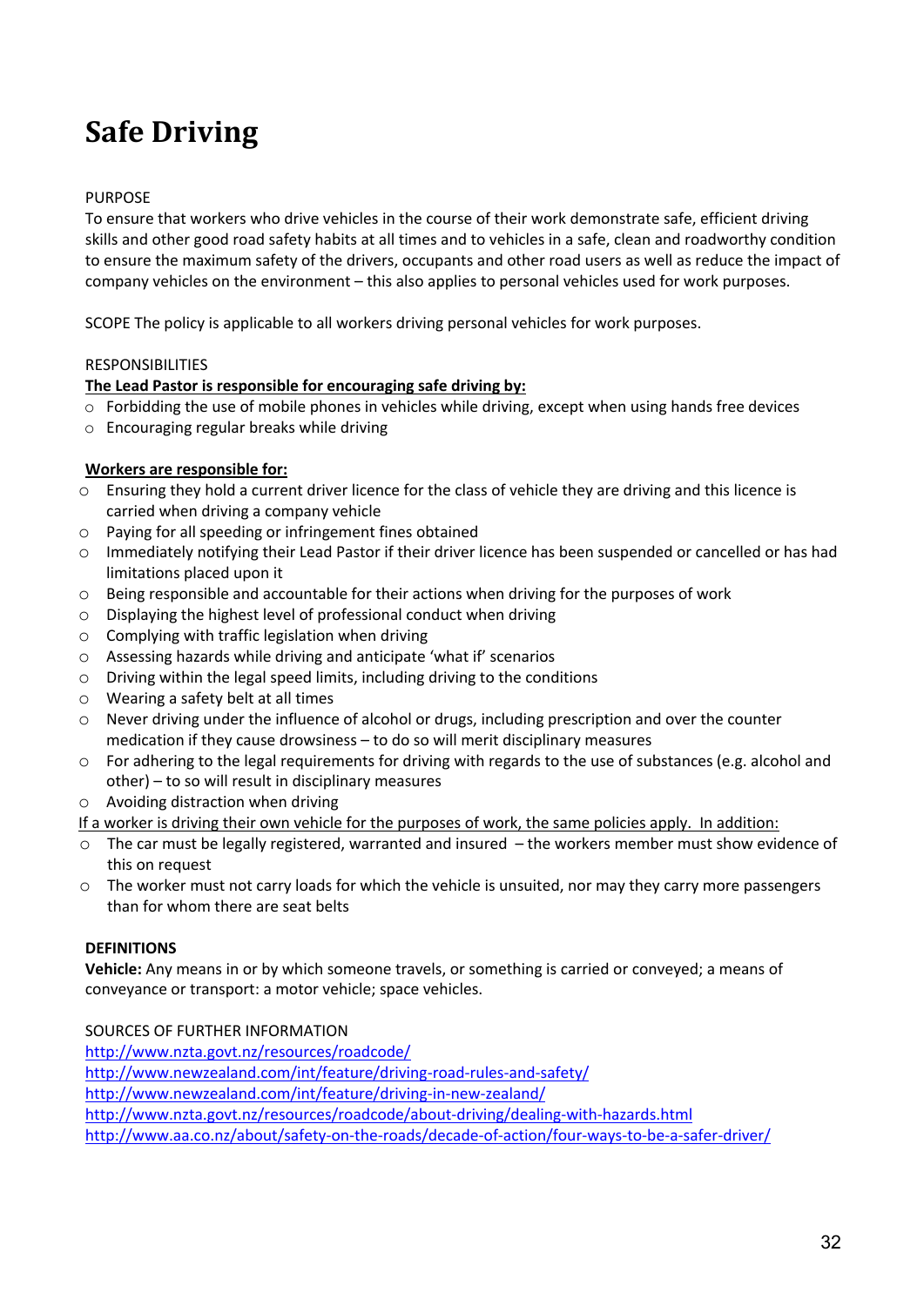# Safe Driving

PURPOSE

To ensure that workers who drive vehicles in the course of their work demonstrate safe, efficient driving skills and other good road safety habits at all times and to vehicles in a safe, clean and roadworthy condition to ensure the maximum safety of the drivers, occupants and other road users as well as reduce the impact of company vehicles on the environment – this also applies to personal vehicles used for work purposes.

SCOPE The policy is applicable to all workers driving personal vehicles for work purposes.

RESPONSIBILITIES

**The Lead Pastor is responsible for encouraging safe driving by:**

- Forbidding the use of mobile phones in vehicles while driving, except when using hands free devices
- Encouraging regular breaks while driving

**Workers are responsible for:**

- Ensuring they hold a current driver licence for the class of vehicle they are driving and this licence is carried when driving a company vehicle
- Paying for all speeding or infringement fines obtained
- Immediately notifying their Lead Pastor if their driver licence has been suspended or cancelled or has had limitations placed upon it
- Being responsible and accountable for their actions when driving for the purposes of work
- Displaying the highest level of professional conduct when driving
- Complying with traffic legislation when driving
- Assessing hazards while driving and anticipate 'what if' scenarios
- Driving within the legal speed limits, including driving to the conditions
- Wearing a safety belt at all times
- Never driving under the influence of alcohol or drugs, including prescription and over the counter medication if they cause drowsiness – to do so will merit disciplinary measures
- For adhering to the legal requirements for driving with regards to the use of substances (e.g. alcohol and other) – to so will result in disciplinary measures
- Avoiding distraction when driving

If a worker is driving their own vehicle for the purposes of work, the same policies apply. In addition:

- The car must be legally registered, warranted and insured – the workers member must show evidence of this on request
- The worker must not carry loads for which the vehicle is unsuited, nor may they carry more passengers than for whom there are seat belts

**DEFINITIONS**

**Vehicle:** Any means in or by which someone travels, or something is carried or conveyed; a means of conveyance or transport: a motor vehicle; space vehicles.

SOURCES OF FURTHER INFORMATION

http://www.nzta.govt.nz/resources/roadcode/
http://www.newzealand.com/int/feature/driving-road-rules-and-safety/
http://www.newzealand.com/int/feature/driving-in-new-zealand/
http://www.nzta.govt.nz/resources/roadcode/about-driving/dealing-with-hazards.html
http://www.aa.co.nz/about/safety-on-the-roads/decade-of-action/four-ways-to-be-a-safer-driver/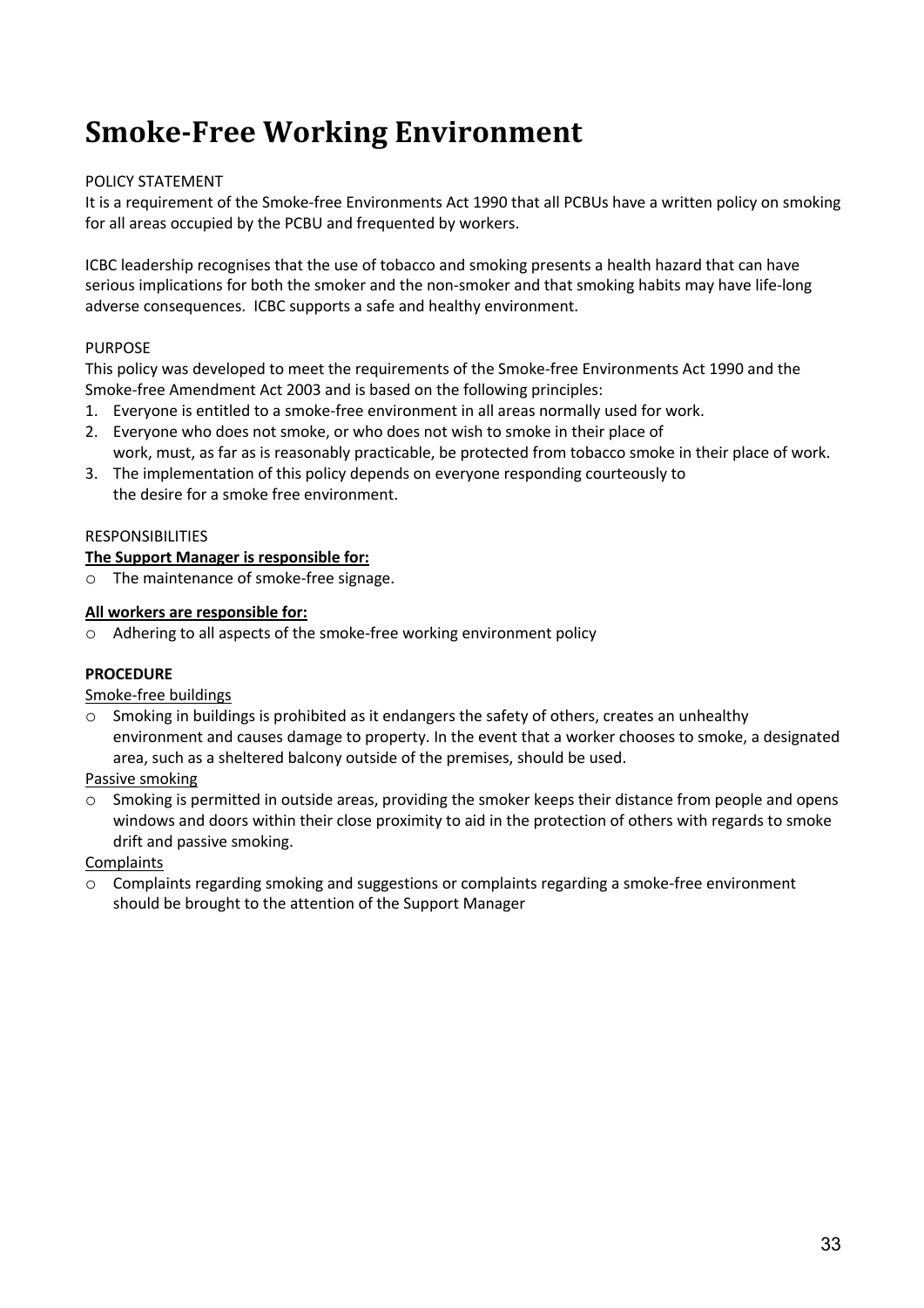# Smoke-Free Working Environment

POLICY STATEMENT

It is a requirement of the Smoke-free Environments Act 1990 that all PCBUs have a written policy on smoking for all areas occupied by the PCBU and frequented by workers.

ICBC leadership recognises that the use of tobacco and smoking presents a health hazard that can have serious implications for both the smoker and the non-smoker and that smoking habits may have life-long adverse consequences. ICBC supports a safe and healthy environment.

PURPOSE

This policy was developed to meet the requirements of the Smoke-free Environments Act 1990 and the Smoke-free Amendment Act 2003 and is based on the following principles:

1. Everyone is entitled to a smoke-free environment in all areas normally used for work.
2. Everyone who does not smoke, or who does not wish to smoke in their place of work, must, as far as is reasonably practicable, be protected from tobacco smoke in their place of work.
3. The implementation of this policy depends on everyone responding courteously to the desire for a smoke free environment.

RESPONSIBILITIES

**The Support Manager is responsible for:**

- The maintenance of smoke-free signage.

**All workers are responsible for:**

- Adhering to all aspects of the smoke-free working environment policy

**PROCEDURE**

Smoke-free buildings

- Smoking in buildings is prohibited as it endangers the safety of others, creates an unhealthy environment and causes damage to property. In the event that a worker chooses to smoke, a designated area, such as a sheltered balcony outside of the premises, should be used.

Passive smoking

- Smoking is permitted in outside areas, providing the smoker keeps their distance from people and opens windows and doors within their close proximity to aid in the protection of others with regards to smoke drift and passive smoking.

Complaints

- Complaints regarding smoking and suggestions or complaints regarding a smoke-free environment should be brought to the attention of the Support Manager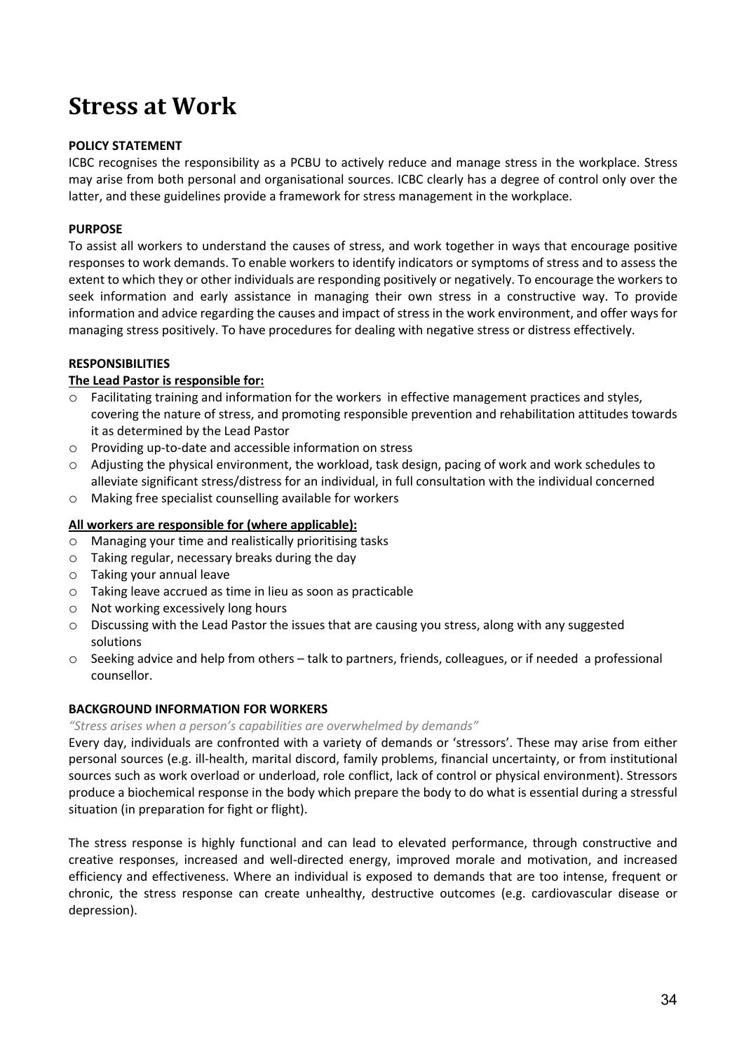# Stress at Work

**POLICY STATEMENT**

ICBC recognises the responsibility as a PCBU to actively reduce and manage stress in the workplace. Stress may arise from both personal and organisational sources. ICBC clearly has a degree of control only over the latter, and these guidelines provide a framework for stress management in the workplace.

**PURPOSE**

To assist all workers to understand the causes of stress, and work together in ways that encourage positive responses to work demands. To enable workers to identify indicators or symptoms of stress and to assess the extent to which they or other individuals are responding positively or negatively. To encourage the workers to seek information and early assistance in managing their own stress in a constructive way. To provide information and advice regarding the causes and impact of stress in the work environment, and offer ways for managing stress positively. To have procedures for dealing with negative stress or distress effectively.

**RESPONSIBILITIES**

**The Lead Pastor is responsible for:**

- Facilitating training and information for the workers in effective management practices and styles, covering the nature of stress, and promoting responsible prevention and rehabilitation attitudes towards it as determined by the Lead Pastor
- Providing up-to-date and accessible information on stress
- Adjusting the physical environment, the workload, task design, pacing of work and work schedules to alleviate significant stress/distress for an individual, in full consultation with the individual concerned
- Making free specialist counselling available for workers

**All workers are responsible for (where applicable):**

- Managing your time and realistically prioritising tasks
- Taking regular, necessary breaks during the day
- Taking your annual leave
- Taking leave accrued as time in lieu as soon as practicable
- Not working excessively long hours
- Discussing with the Lead Pastor the issues that are causing you stress, along with any suggested solutions
- Seeking advice and help from others – talk to partners, friends, colleagues, or if needed a professional counsellor.

**BACKGROUND INFORMATION FOR WORKERS**

*"Stress arises when a person's capabilities are overwhelmed by demands"*

Every day, individuals are confronted with a variety of demands or 'stressors'. These may arise from either personal sources (e.g. ill-health, marital discord, family problems, financial uncertainty, or from institutional sources such as work overload or underload, role conflict, lack of control or physical environment). Stressors produce a biochemical response in the body which prepare the body to do what is essential during a stressful situation (in preparation for fight or flight).

The stress response is highly functional and can lead to elevated performance, through constructive and creative responses, increased and well-directed energy, improved morale and motivation, and increased efficiency and effectiveness. Where an individual is exposed to demands that are too intense, frequent or chronic, the stress response can create unhealthy, destructive outcomes (e.g. cardiovascular disease or depression).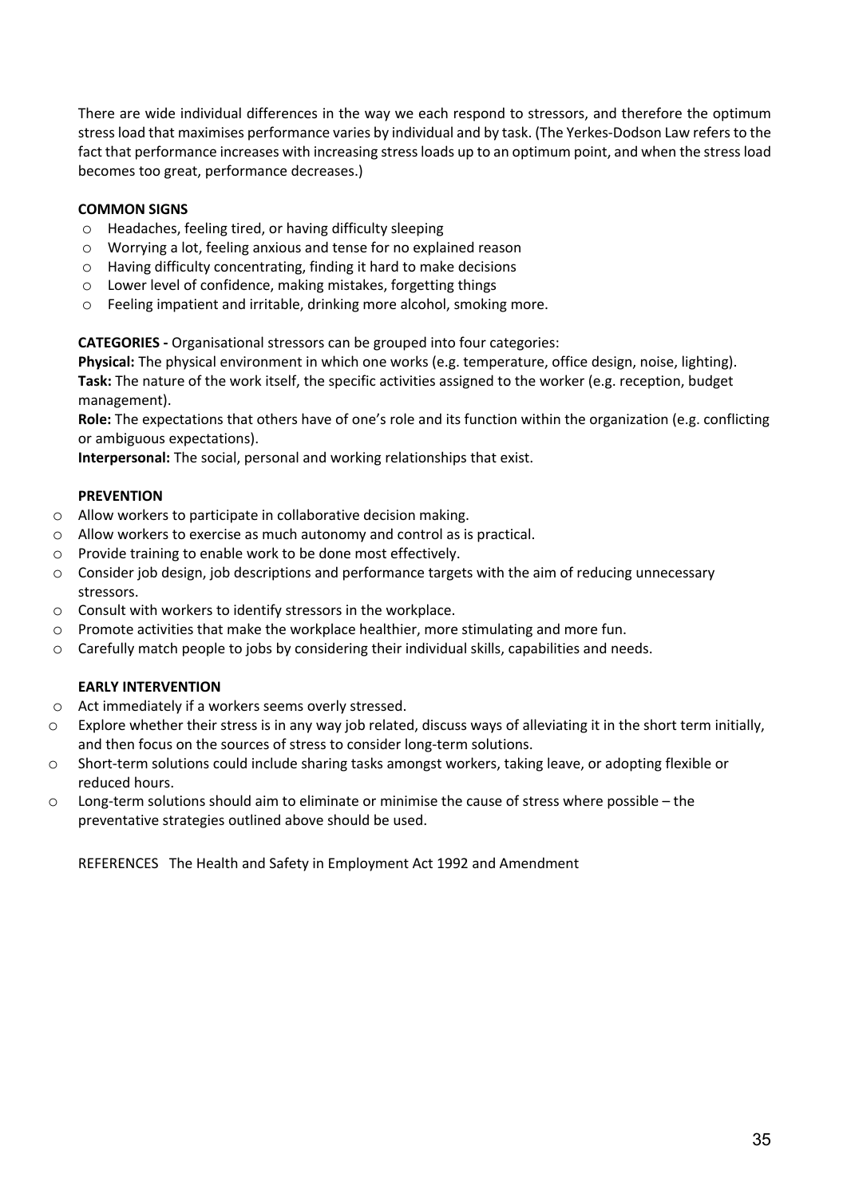There are wide individual differences in the way we each respond to stressors, and therefore the optimum stress load that maximises performance varies by individual and by task. (The Yerkes-Dodson Law refers to the fact that performance increases with increasing stress loads up to an optimum point, and when the stress load becomes too great, performance decreases.)

**COMMON SIGNS**

- Headaches, feeling tired, or having difficulty sleeping
- Worrying a lot, feeling anxious and tense for no explained reason
- Having difficulty concentrating, finding it hard to make decisions
- Lower level of confidence, making mistakes, forgetting things
- Feeling impatient and irritable, drinking more alcohol, smoking more.

**CATEGORIES -** Organisational stressors can be grouped into four categories:

**Physical:** The physical environment in which one works (e.g. temperature, office design, noise, lighting).

**Task:** The nature of the work itself, the specific activities assigned to the worker (e.g. reception, budget management).

**Role:** The expectations that others have of one's role and its function within the organization (e.g. conflicting or ambiguous expectations).

**Interpersonal:** The social, personal and working relationships that exist.

**PREVENTION**

- Allow workers to participate in collaborative decision making.
- Allow workers to exercise as much autonomy and control as is practical.
- Provide training to enable work to be done most effectively.
- Consider job design, job descriptions and performance targets with the aim of reducing unnecessary stressors.
- Consult with workers to identify stressors in the workplace.
- Promote activities that make the workplace healthier, more stimulating and more fun.
- Carefully match people to jobs by considering their individual skills, capabilities and needs.

**EARLY INTERVENTION**

- Act immediately if a workers seems overly stressed.
- Explore whether their stress is in any way job related, discuss ways of alleviating it in the short term initially, and then focus on the sources of stress to consider long-term solutions.
- Short-term solutions could include sharing tasks amongst workers, taking leave, or adopting flexible or reduced hours.
- Long-term solutions should aim to eliminate or minimise the cause of stress where possible – the preventative strategies outlined above should be used.

REFERENCES The Health and Safety in Employment Act 1992 and Amendment